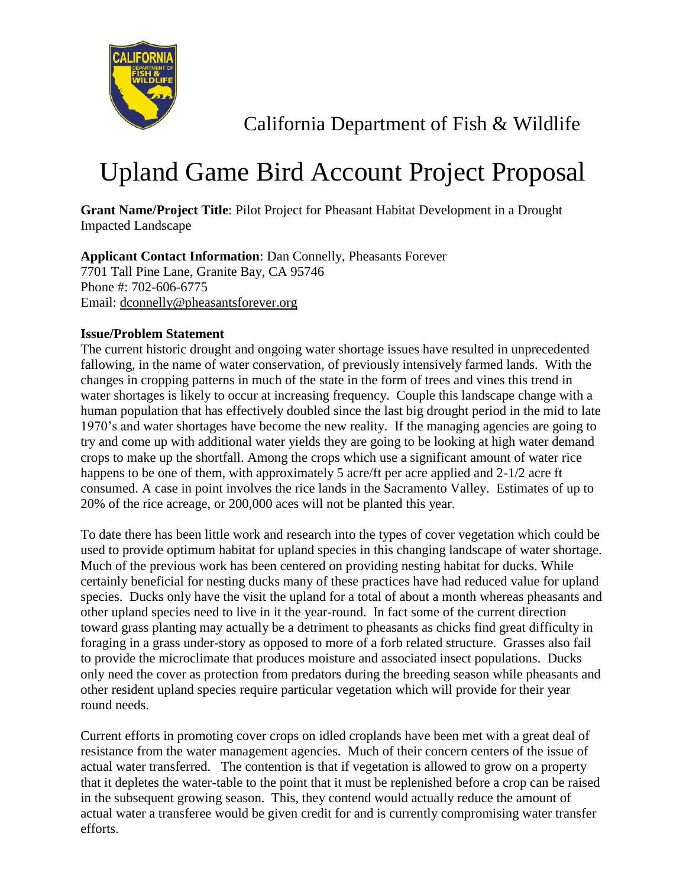California Department of Fish & Wildlife

# Upland Game Bird Account Project Proposal

**Grant Name/Project Title**: Pilot Project for Pheasant Habitat Development in a Drought Impacted Landscape

**Applicant Contact Information**: Dan Connelly, Pheasants Forever
7701 Tall Pine Lane, Granite Bay, CA 95746
Phone #: 702-606-6775
Email: dconnelly@pheasantsforever.org

**Issue/Problem Statement**

The current historic drought and ongoing water shortage issues have resulted in unprecedented fallowing, in the name of water conservation, of previously intensively farmed lands. With the changes in cropping patterns in much of the state in the form of trees and vines this trend in water shortages is likely to occur at increasing frequency. Couple this landscape change with a human population that has effectively doubled since the last big drought period in the mid to late 1970's and water shortages have become the new reality. If the managing agencies are going to try and come up with additional water yields they are going to be looking at high water demand crops to make up the shortfall. Among the crops which use a significant amount of water rice happens to be one of them, with approximately 5 acre/ft per acre applied and 2-1/2 acre ft consumed. A case in point involves the rice lands in the Sacramento Valley. Estimates of up to 20% of the rice acreage, or 200,000 aces will not be planted this year.

To date there has been little work and research into the types of cover vegetation which could be used to provide optimum habitat for upland species in this changing landscape of water shortage. Much of the previous work has been centered on providing nesting habitat for ducks. While certainly beneficial for nesting ducks many of these practices have had reduced value for upland species. Ducks only have the visit the upland for a total of about a month whereas pheasants and other upland species need to live in it the year-round. In fact some of the current direction toward grass planting may actually be a detriment to pheasants as chicks find great difficulty in foraging in a grass under-story as opposed to more of a forb related structure. Grasses also fail to provide the microclimate that produces moisture and associated insect populations. Ducks only need the cover as protection from predators during the breeding season while pheasants and other resident upland species require particular vegetation which will provide for their year round needs.

Current efforts in promoting cover crops on idled croplands have been met with a great deal of resistance from the water management agencies. Much of their concern centers of the issue of actual water transferred. The contention is that if vegetation is allowed to grow on a property that it depletes the water-table to the point that it must be replenished before a crop can be raised in the subsequent growing season. This, they contend would actually reduce the amount of actual water a transferee would be given credit for and is currently compromising water transfer efforts.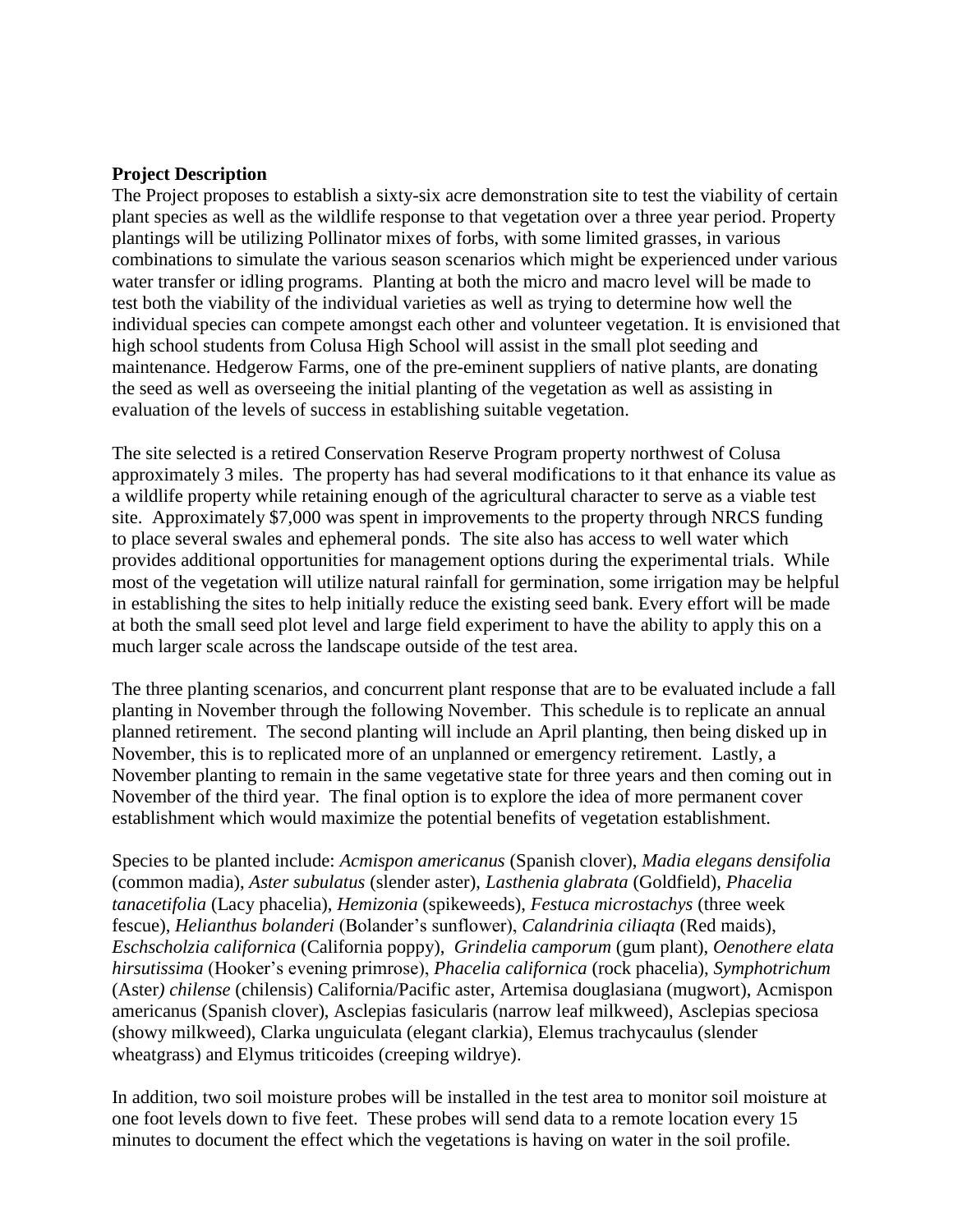**Project Description**

The Project proposes to establish a sixty-six acre demonstration site to test the viability of certain plant species as well as the wildlife response to that vegetation over a three year period. Property plantings will be utilizing Pollinator mixes of forbs, with some limited grasses, in various combinations to simulate the various season scenarios which might be experienced under various water transfer or idling programs. Planting at both the micro and macro level will be made to test both the viability of the individual varieties as well as trying to determine how well the individual species can compete amongst each other and volunteer vegetation. It is envisioned that high school students from Colusa High School will assist in the small plot seeding and maintenance. Hedgerow Farms, one of the pre-eminent suppliers of native plants, are donating the seed as well as overseeing the initial planting of the vegetation as well as assisting in evaluation of the levels of success in establishing suitable vegetation.

The site selected is a retired Conservation Reserve Program property northwest of Colusa approximately 3 miles. The property has had several modifications to it that enhance its value as a wildlife property while retaining enough of the agricultural character to serve as a viable test site. Approximately $7,000 was spent in improvements to the property through NRCS funding to place several swales and ephemeral ponds. The site also has access to well water which provides additional opportunities for management options during the experimental trials. While most of the vegetation will utilize natural rainfall for germination, some irrigation may be helpful in establishing the sites to help initially reduce the existing seed bank. Every effort will be made at both the small seed plot level and large field experiment to have the ability to apply this on a much larger scale across the landscape outside of the test area.

The three planting scenarios, and concurrent plant response that are to be evaluated include a fall planting in November through the following November. This schedule is to replicate an annual planned retirement. The second planting will include an April planting, then being disked up in November, this is to replicated more of an unplanned or emergency retirement. Lastly, a November planting to remain in the same vegetative state for three years and then coming out in November of the third year. The final option is to explore the idea of more permanent cover establishment which would maximize the potential benefits of vegetation establishment.

Species to be planted include: *Acmispon americanus* (Spanish clover), *Madia elegans densifolia* (common madia), *Aster subulatus* (slender aster), *Lasthenia glabrata* (Goldfield), *Phacelia tanacetifolia* (Lacy phacelia), *Hemizonia* (spikeweeds), *Festuca microstachys* (three week fescue), *Helianthus bolanderi* (Bolander's sunflower), *Calandrinia ciliaqta* (Red maids), *Eschscholzia californica* (California poppy), *Grindelia camporum* (gum plant), *Oenothere elata hirsutissima* (Hooker's evening primrose), *Phacelia californica* (rock phacelia), *Symphotrichum* (Aster*) chilense* (chilensis) California/Pacific aster, Artemisa douglasiana (mugwort), Acmispon americanus (Spanish clover), Asclepias fasicularis (narrow leaf milkweed), Asclepias speciosa (showy milkweed), Clarka unguiculata (elegant clarkia), Elemus trachycaulus (slender wheatgrass) and Elymus triticoides (creeping wildrye).

In addition, two soil moisture probes will be installed in the test area to monitor soil moisture at one foot levels down to five feet. These probes will send data to a remote location every 15 minutes to document the effect which the vegetations is having on water in the soil profile.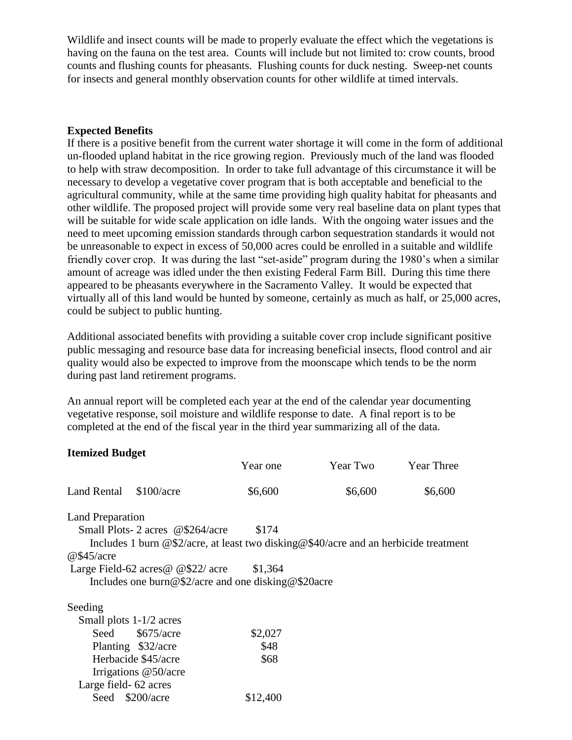Wildlife and insect counts will be made to properly evaluate the effect which the vegetations is having on the fauna on the test area. Counts will include but not limited to: crow counts, brood counts and flushing counts for pheasants. Flushing counts for duck nesting. Sweep-net counts for insects and general monthly observation counts for other wildlife at timed intervals.

**Expected Benefits**

If there is a positive benefit from the current water shortage it will come in the form of additional un-flooded upland habitat in the rice growing region. Previously much of the land was flooded to help with straw decomposition. In order to take full advantage of this circumstance it will be necessary to develop a vegetative cover program that is both acceptable and beneficial to the agricultural community, while at the same time providing high quality habitat for pheasants and other wildlife. The proposed project will provide some very real baseline data on plant types that will be suitable for wide scale application on idle lands. With the ongoing water issues and the need to meet upcoming emission standards through carbon sequestration standards it would not be unreasonable to expect in excess of 50,000 acres could be enrolled in a suitable and wildlife friendly cover crop. It was during the last "set-aside" program during the 1980's when a similar amount of acreage was idled under the then existing Federal Farm Bill. During this time there appeared to be pheasants everywhere in the Sacramento Valley. It would be expected that virtually all of this land would be hunted by someone, certainly as much as half, or 25,000 acres, could be subject to public hunting.

Additional associated benefits with providing a suitable cover crop include significant positive public messaging and resource base data for increasing beneficial insects, flood control and air quality would also be expected to improve from the moonscape which tends to be the norm during past land retirement programs.

An annual report will be completed each year at the end of the calendar year documenting vegetative response, soil moisture and wildlife response to date. A final report is to be completed at the end of the fiscal year in the third year summarizing all of the data.

**Itemized Budget**

| | Year one | Year Two | Year Three |
|---|---|---|---|
| Land Rental $100/acre | $6,600 | $6,600 | $6,600 |
| Land Preparation | | | |
| Small Plots- 2 acres @$264/acre | $174 | | |
| Includes 1 burn @$2/acre, at least two disking@$40/acre and an herbicide treatment @$45/acre | | | |
| Large Field-62 acres@ @$22/ acre | $1,364 | | |
| Includes one burn@$2/acre and one disking@$20acre | | | |
| Seeding | | | |
| Small plots 1-1/2 acres | | | |
| Seed $675/acre | $2,027 | | |
| Planting $32/acre | $48 | | |
| Herbacide $45/acre | $68 | | |
| Irrigations @50/acre | | | |
| Large field- 62 acres | | | |
| Seed $200/acre | $12,400 | | |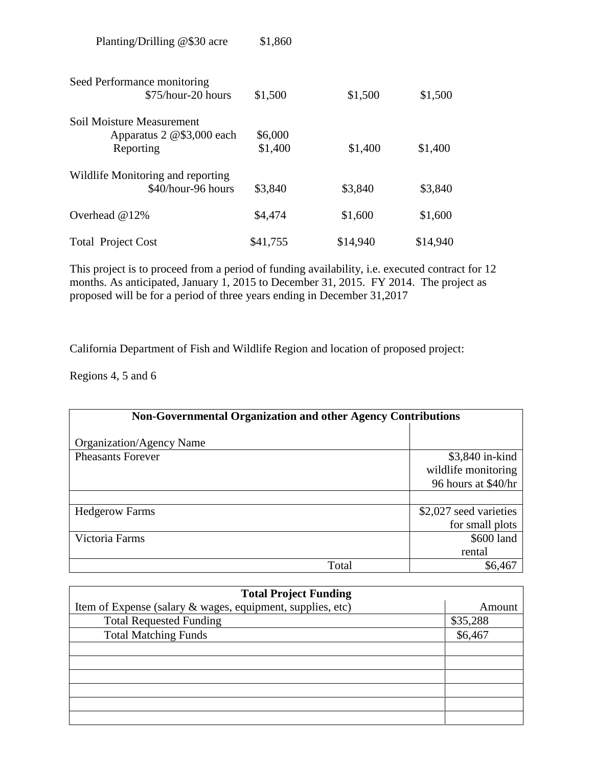| | | | |
|---|---|---|---|
| Planting/Drilling @$30 acre | $1,860 | | |
| | | | |
| Seed Performance monitoring | | | |
| $75/hour-20 hours | $1,500 | $1,500 | $1,500 |
| | | | |
| Soil Moisture Measurement | | | |
| Apparatus 2 @$3,000 each | $6,000 | | |
| Reporting | $1,400 | $1,400 | $1,400 |
| | | | |
| Wildlife Monitoring and reporting | | | |
| $40/hour-96 hours | $3,840 | $3,840 | $3,840 |
| | | | |
| Overhead @12% | $4,474 | $1,600 | $1,600 |
| | | | |
| Total Project Cost | $41,755 | $14,940 | $14,940 |

This project is to proceed from a period of funding availability, i.e. executed contract for 12 months. As anticipated, January 1, 2015 to December 31, 2015. FY 2014. The project as proposed will be for a period of three years ending in December 31,2017

California Department of Fish and Wildlife Region and location of proposed project:

Regions 4, 5 and 6

| **Non-Governmental Organization and other Agency Contributions** | |
|---|---|
| Organization/Agency Name | |
| Pheasants Forever | $3,840 in-kind wildlife monitoring 96 hours at $40/hr |
| | |
| Hedgerow Farms | $2,027 seed varieties for small plots |
| Victoria Farms | $600 land rental |
| Total | $6,467 |

| **Total Project Funding** | |
|---|---|
| Item of Expense (salary & wages, equipment, supplies, etc) | Amount |
| Total Requested Funding | $35,288 |
| Total Matching Funds | $6,467 |
| | |
| | |
| | |
| | |
| | |
| | |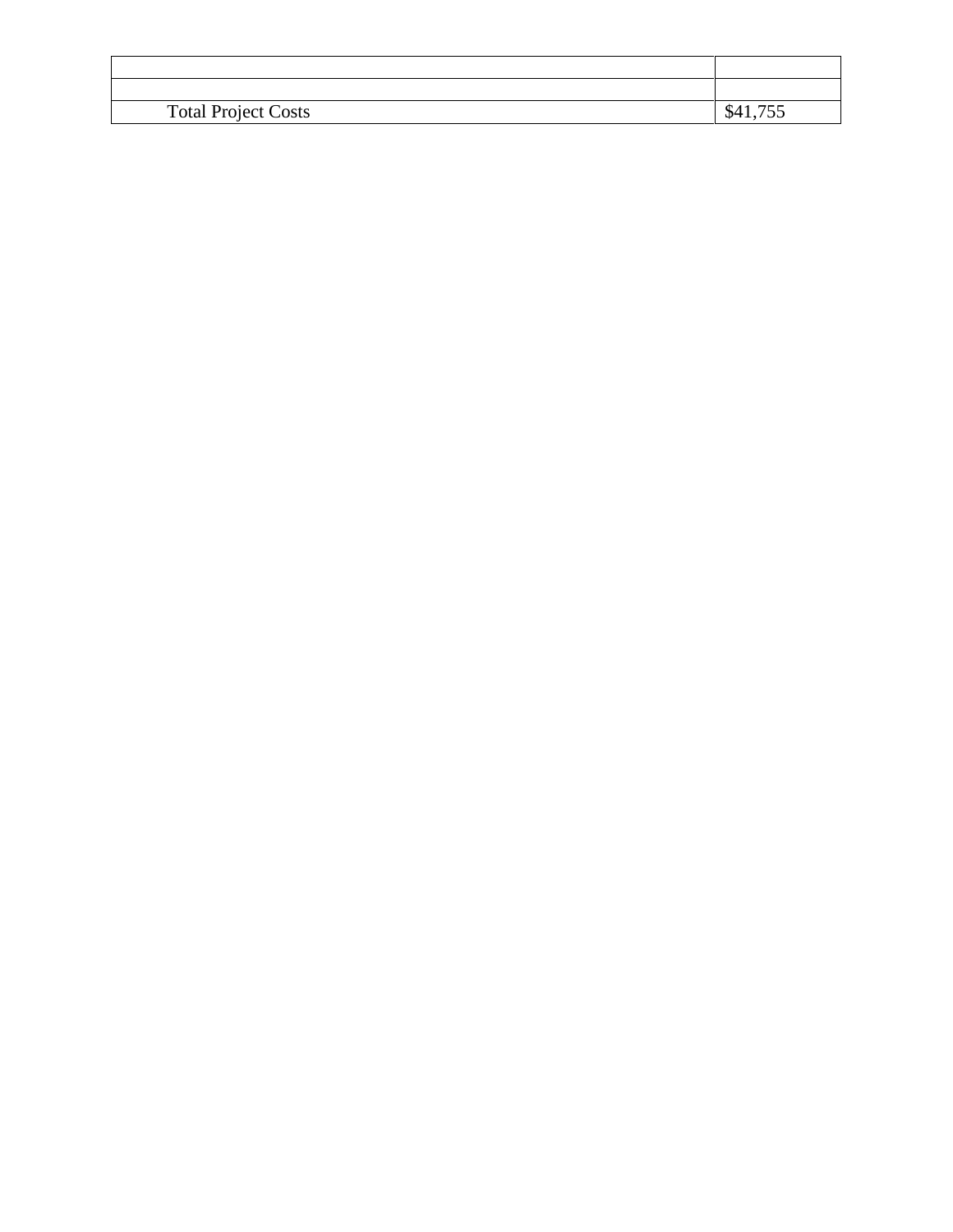| | |
|---|---|
| | |
| | |
| Total Project Costs | $41,755 |